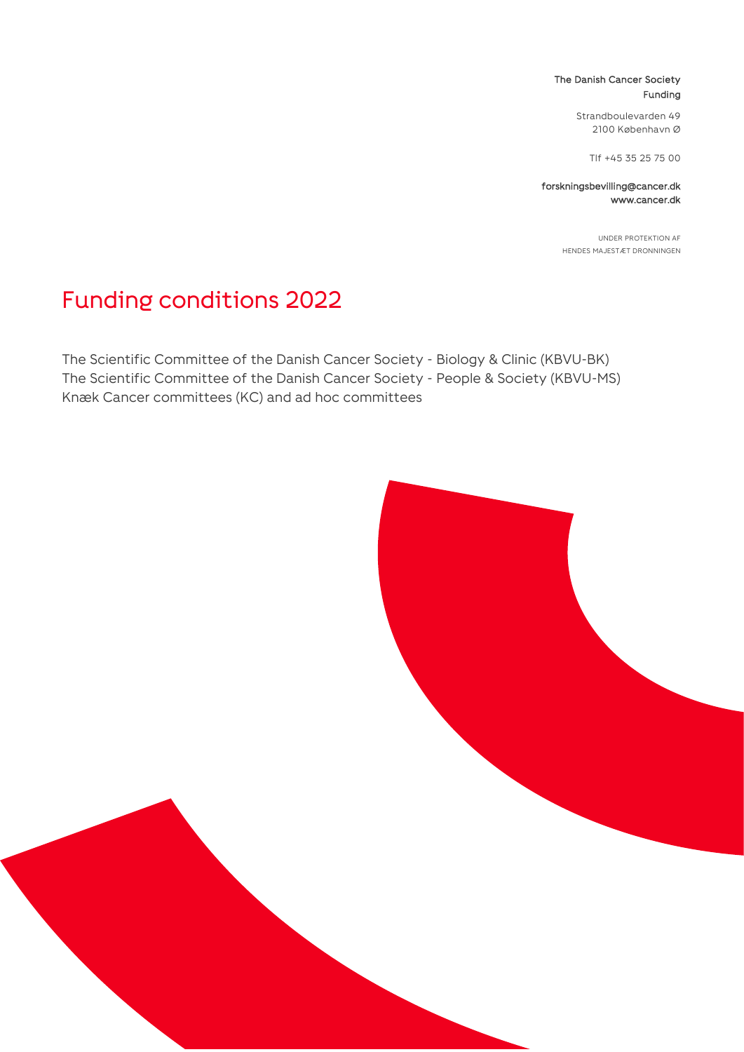The Danish Cancer Society
Funding

Strandboulevarden 49
2100 København Ø

Tlf +45 35 25 75 00

forskningsbevilling@cancer.dk
www.cancer.dk

UNDER PROTEKTION AF
HENDES MAJESTÆT DRONNINGEN

# Funding conditions 2022

The Scientific Committee of the Danish Cancer Society - Biology & Clinic (KBVU-BK)
The Scientific Committee of the Danish Cancer Society - People & Society (KBVU-MS)
Knæk Cancer committees (KC) and ad hoc committees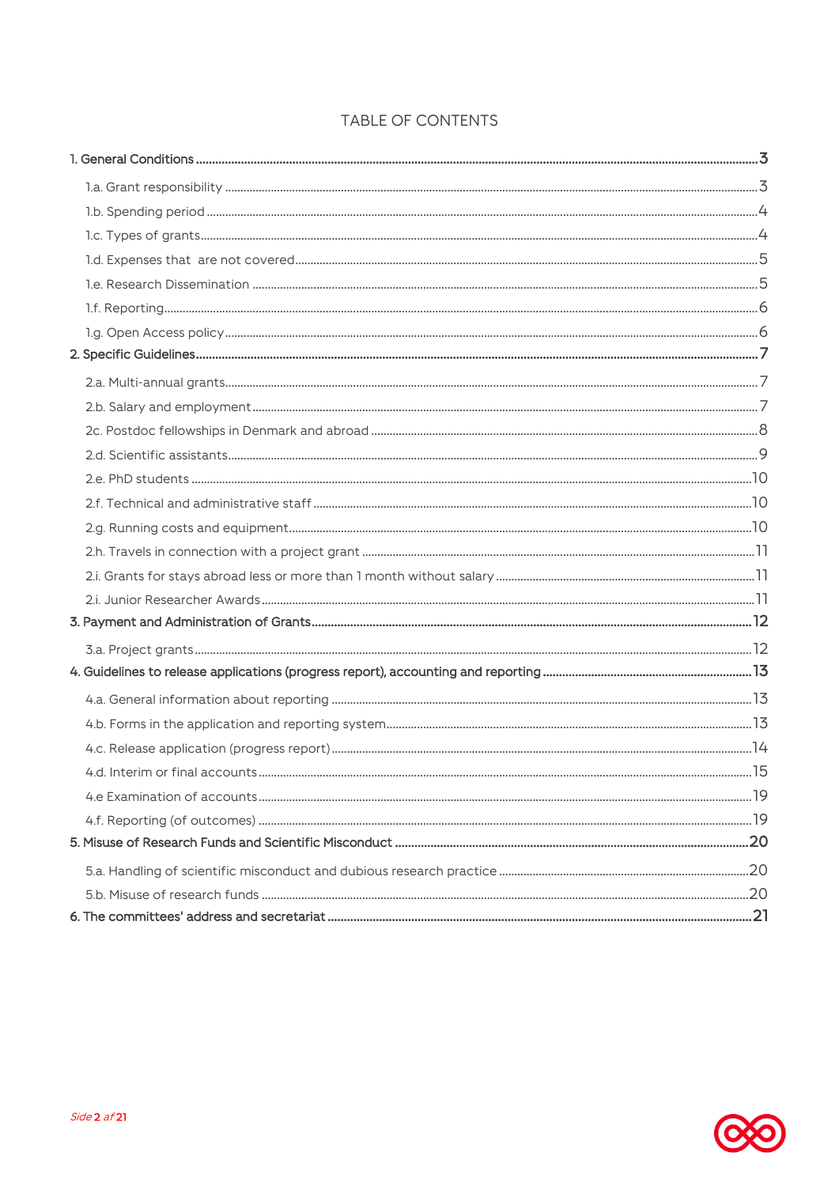# TABLE OF CONTENTS

**1. General Conditions** ..... 3

- 1.a. Grant responsibility ..... 3
- 1.b. Spending period ..... 4
- 1.c. Types of grants ..... 4
- 1.d. Expenses that are not covered ..... 5
- 1.e. Research Dissemination ..... 5
- 1.f. Reporting ..... 6
- 1.g. Open Access policy ..... 6

**2. Specific Guidelines** ..... 7

- 2.a. Multi-annual grants ..... 7
- 2.b. Salary and employment ..... 7
- 2c. Postdoc fellowships in Denmark and abroad ..... 8
- 2.d. Scientific assistants ..... 9
- 2.e. PhD students ..... 10
- 2.f. Technical and administrative staff ..... 10
- 2.g. Running costs and equipment ..... 10
- 2.h. Travels in connection with a project grant ..... 11
- 2.i. Grants for stays abroad less or more than 1 month without salary ..... 11
- 2.i. Junior Researcher Awards ..... 11

**3. Payment and Administration of Grants** ..... 12

- 3.a. Project grants ..... 12

**4. Guidelines to release applications (progress report), accounting and reporting** ..... 13

- 4.a. General information about reporting ..... 13
- 4.b. Forms in the application and reporting system ..... 13
- 4.c. Release application (progress report) ..... 14
- 4.d. Interim or final accounts ..... 15
- 4.e Examination of accounts ..... 19
- 4.f. Reporting (of outcomes) ..... 19

**5. Misuse of Research Funds and Scientific Misconduct** ..... 20

- 5.a. Handling of scientific misconduct and dubious research practice ..... 20
- 5.b. Misuse of research funds ..... 20

**6. The committees' address and secretariat** ..... 21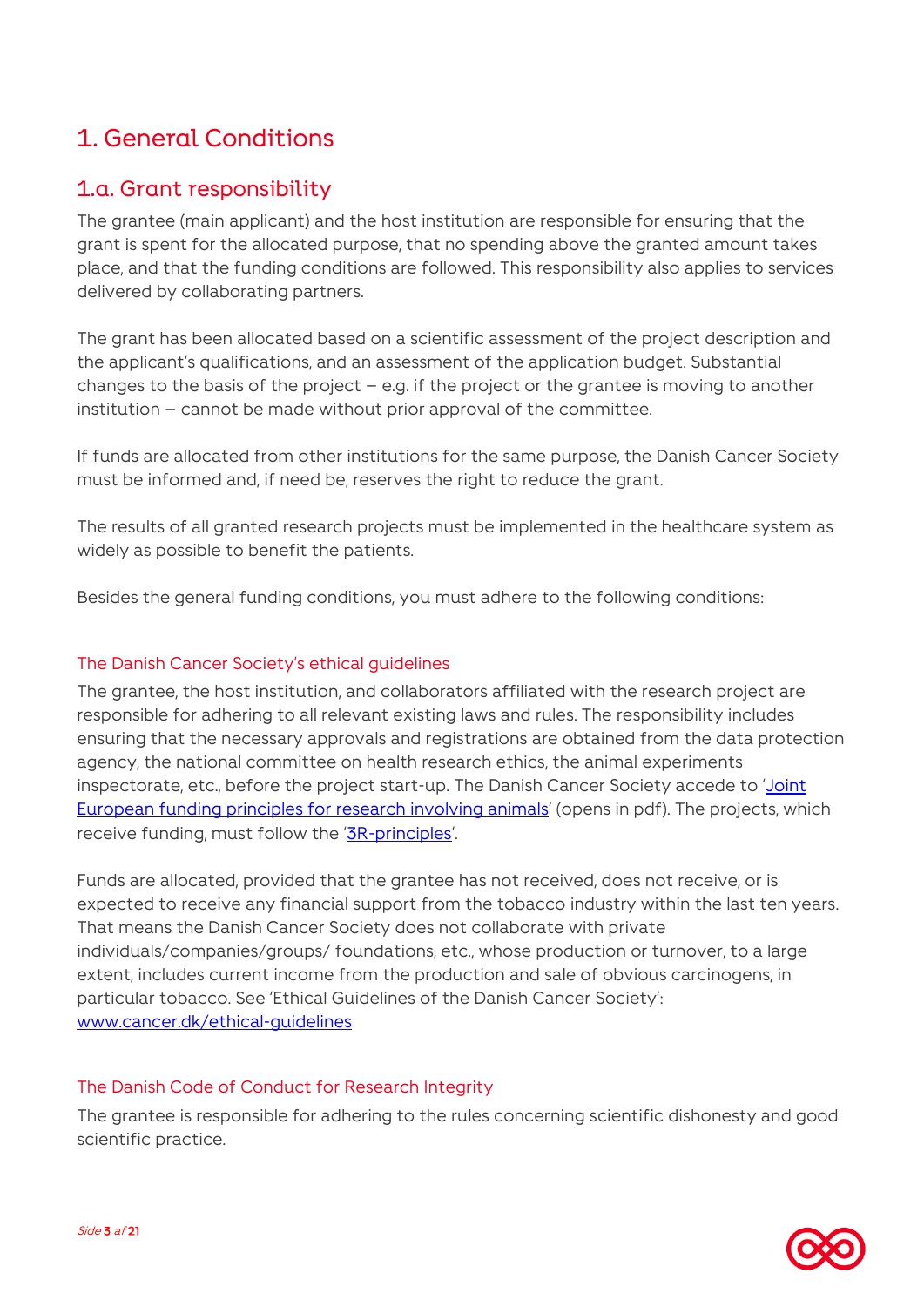# 1. General Conditions

## 1.a. Grant responsibility

The grantee (main applicant) and the host institution are responsible for ensuring that the grant is spent for the allocated purpose, that no spending above the granted amount takes place, and that the funding conditions are followed. This responsibility also applies to services delivered by collaborating partners.

The grant has been allocated based on a scientific assessment of the project description and the applicant's qualifications, and an assessment of the application budget. Substantial changes to the basis of the project – e.g. if the project or the grantee is moving to another institution – cannot be made without prior approval of the committee.

If funds are allocated from other institutions for the same purpose, the Danish Cancer Society must be informed and, if need be, reserves the right to reduce the grant.

The results of all granted research projects must be implemented in the healthcare system as widely as possible to benefit the patients.

Besides the general funding conditions, you must adhere to the following conditions:

### The Danish Cancer Society's ethical guidelines

The grantee, the host institution, and collaborators affiliated with the research project are responsible for adhering to all relevant existing laws and rules. The responsibility includes ensuring that the necessary approvals and registrations are obtained from the data protection agency, the national committee on health research ethics, the animal experiments inspectorate, etc., before the project start-up. The Danish Cancer Society accede to '[Joint European funding principles for research involving animals]()' (opens in pdf). The projects, which receive funding, must follow the '[3R-principles]()'.

Funds are allocated, provided that the grantee has not received, does not receive, or is expected to receive any financial support from the tobacco industry within the last ten years. That means the Danish Cancer Society does not collaborate with private individuals/companies/groups/ foundations, etc., whose production or turnover, to a large extent, includes current income from the production and sale of obvious carcinogens, in particular tobacco. See 'Ethical Guidelines of the Danish Cancer Society': [www.cancer.dk/ethical-guidelines](www.cancer.dk/ethical-guidelines)

### The Danish Code of Conduct for Research Integrity

The grantee is responsible for adhering to the rules concerning scientific dishonesty and good scientific practice.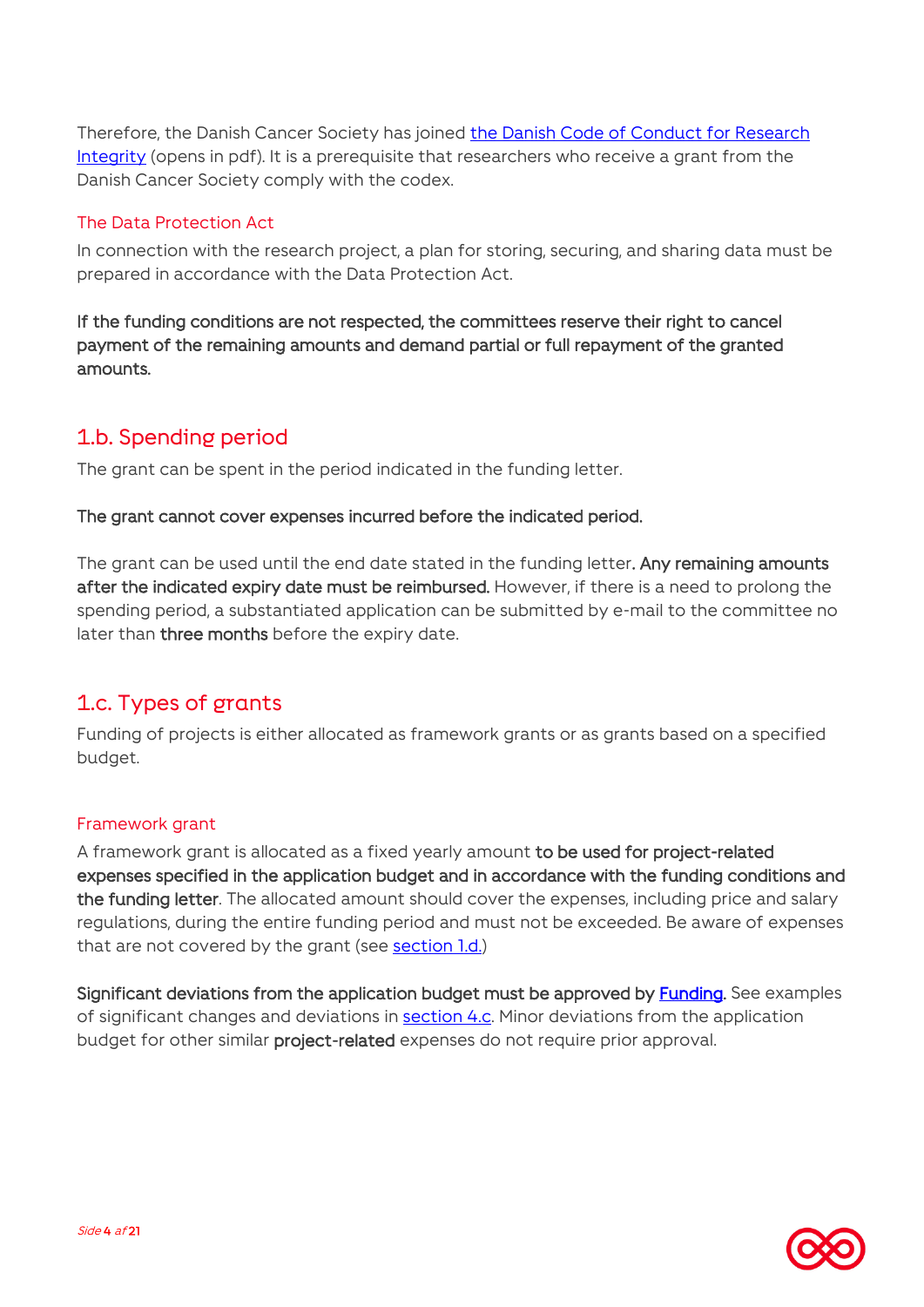Therefore, the Danish Cancer Society has joined [the Danish Code of Conduct for Research Integrity](#) (opens in pdf). It is a prerequisite that researchers who receive a grant from the Danish Cancer Society comply with the codex.

### The Data Protection Act

In connection with the research project, a plan for storing, securing, and sharing data must be prepared in accordance with the Data Protection Act.

**If the funding conditions are not respected, the committees reserve their right to cancel payment of the remaining amounts and demand partial or full repayment of the granted amounts.**

## 1.b. Spending period

The grant can be spent in the period indicated in the funding letter.

**The grant cannot cover expenses incurred before the indicated period.**

The grant can be used until the end date stated in the funding letter**. Any remaining amounts after the indicated expiry date must be reimbursed.** However, if there is a need to prolong the spending period, a substantiated application can be submitted by e-mail to the committee no later than **three months** before the expiry date.

## 1.c. Types of grants

Funding of projects is either allocated as framework grants or as grants based on a specified budget.

### Framework grant

A framework grant is allocated as a fixed yearly amount **to be used for project-related expenses specified in the application budget and in accordance with the funding conditions and the funding letter**. The allocated amount should cover the expenses, including price and salary regulations, during the entire funding period and must not be exceeded. Be aware of expenses that are not covered by the grant (see [section 1.d.](#))

**Significant deviations from the application budget must be approved by [Funding](#).** See examples of significant changes and deviations in [section 4.c](#). Minor deviations from the application budget for other similar **project-related** expenses do not require prior approval.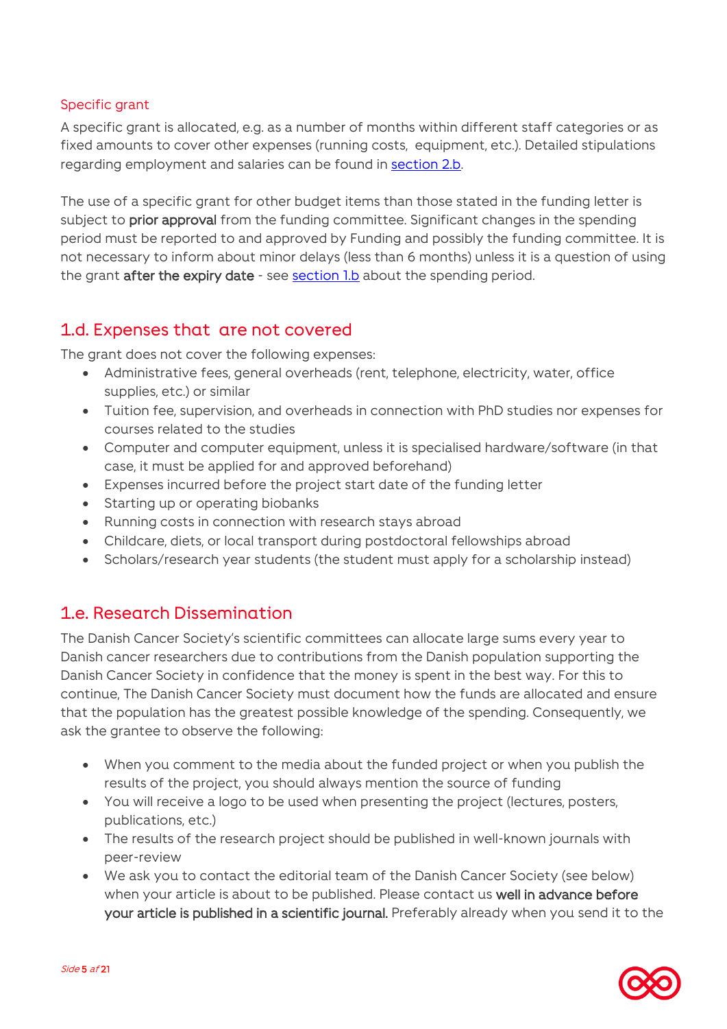### Specific grant

A specific grant is allocated, e.g. as a number of months within different staff categories or as fixed amounts to cover other expenses (running costs, equipment, etc.). Detailed stipulations regarding employment and salaries can be found in section 2.b.

The use of a specific grant for other budget items than those stated in the funding letter is subject to **prior approval** from the funding committee. Significant changes in the spending period must be reported to and approved by Funding and possibly the funding committee. It is not necessary to inform about minor delays (less than 6 months) unless it is a question of using the grant **after the expiry date** - see section 1.b about the spending period.

## 1.d. Expenses that are not covered

The grant does not cover the following expenses:

- Administrative fees, general overheads (rent, telephone, electricity, water, office supplies, etc.) or similar
- Tuition fee, supervision, and overheads in connection with PhD studies nor expenses for courses related to the studies
- Computer and computer equipment, unless it is specialised hardware/software (in that case, it must be applied for and approved beforehand)
- Expenses incurred before the project start date of the funding letter
- Starting up or operating biobanks
- Running costs in connection with research stays abroad
- Childcare, diets, or local transport during postdoctoral fellowships abroad
- Scholars/research year students (the student must apply for a scholarship instead)

## 1.e. Research Dissemination

The Danish Cancer Society's scientific committees can allocate large sums every year to Danish cancer researchers due to contributions from the Danish population supporting the Danish Cancer Society in confidence that the money is spent in the best way. For this to continue, The Danish Cancer Society must document how the funds are allocated and ensure that the population has the greatest possible knowledge of the spending. Consequently, we ask the grantee to observe the following:

- When you comment to the media about the funded project or when you publish the results of the project, you should always mention the source of funding
- You will receive a logo to be used when presenting the project (lectures, posters, publications, etc.)
- The results of the research project should be published in well-known journals with peer-review
- We ask you to contact the editorial team of the Danish Cancer Society (see below) when your article is about to be published. Please contact us **well in advance before your article is published in a scientific journal.** Preferably already when you send it to the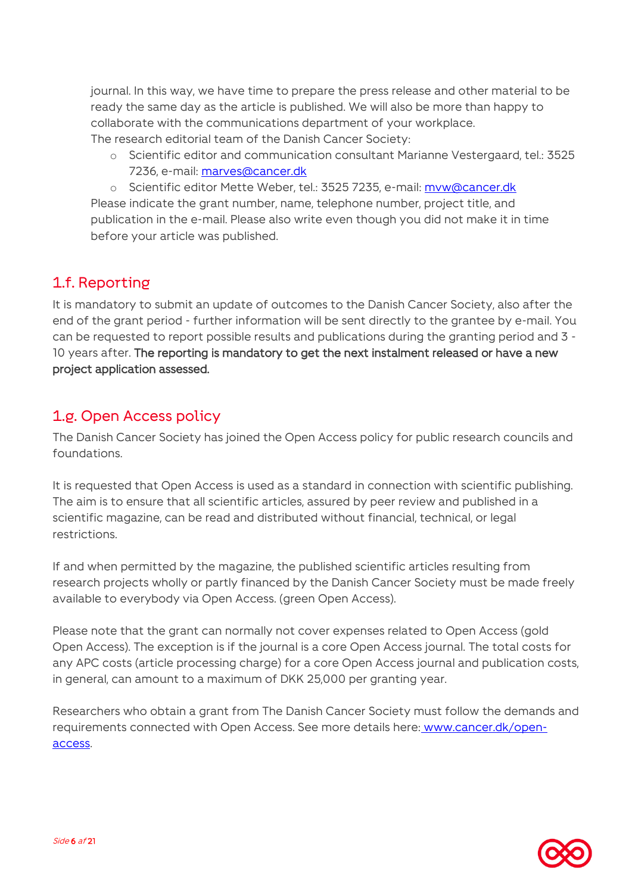journal. In this way, we have time to prepare the press release and other material to be ready the same day as the article is published. We will also be more than happy to collaborate with the communications department of your workplace.
The research editorial team of the Danish Cancer Society:

- Scientific editor and communication consultant Marianne Vestergaard, tel.: 3525 7236, e-mail: marves@cancer.dk
- Scientific editor Mette Weber, tel.: 3525 7235, e-mail: mvw@cancer.dk

Please indicate the grant number, name, telephone number, project title, and publication in the e-mail. Please also write even though you did not make it in time before your article was published.

## 1.f. Reporting

It is mandatory to submit an update of outcomes to the Danish Cancer Society, also after the end of the grant period - further information will be sent directly to the grantee by e-mail. You can be requested to report possible results and publications during the granting period and 3 - 10 years after. **The reporting is mandatory to get the next instalment released or have a new project application assessed.**

## 1.g. Open Access policy

The Danish Cancer Society has joined the Open Access policy for public research councils and foundations.

It is requested that Open Access is used as a standard in connection with scientific publishing. The aim is to ensure that all scientific articles, assured by peer review and published in a scientific magazine, can be read and distributed without financial, technical, or legal restrictions.

If and when permitted by the magazine, the published scientific articles resulting from research projects wholly or partly financed by the Danish Cancer Society must be made freely available to everybody via Open Access. (green Open Access).

Please note that the grant can normally not cover expenses related to Open Access (gold Open Access). The exception is if the journal is a core Open Access journal. The total costs for any APC costs (article processing charge) for a core Open Access journal and publication costs, in general, can amount to a maximum of DKK 25,000 per granting year.

Researchers who obtain a grant from The Danish Cancer Society must follow the demands and requirements connected with Open Access. See more details here: www.cancer.dk/open-access.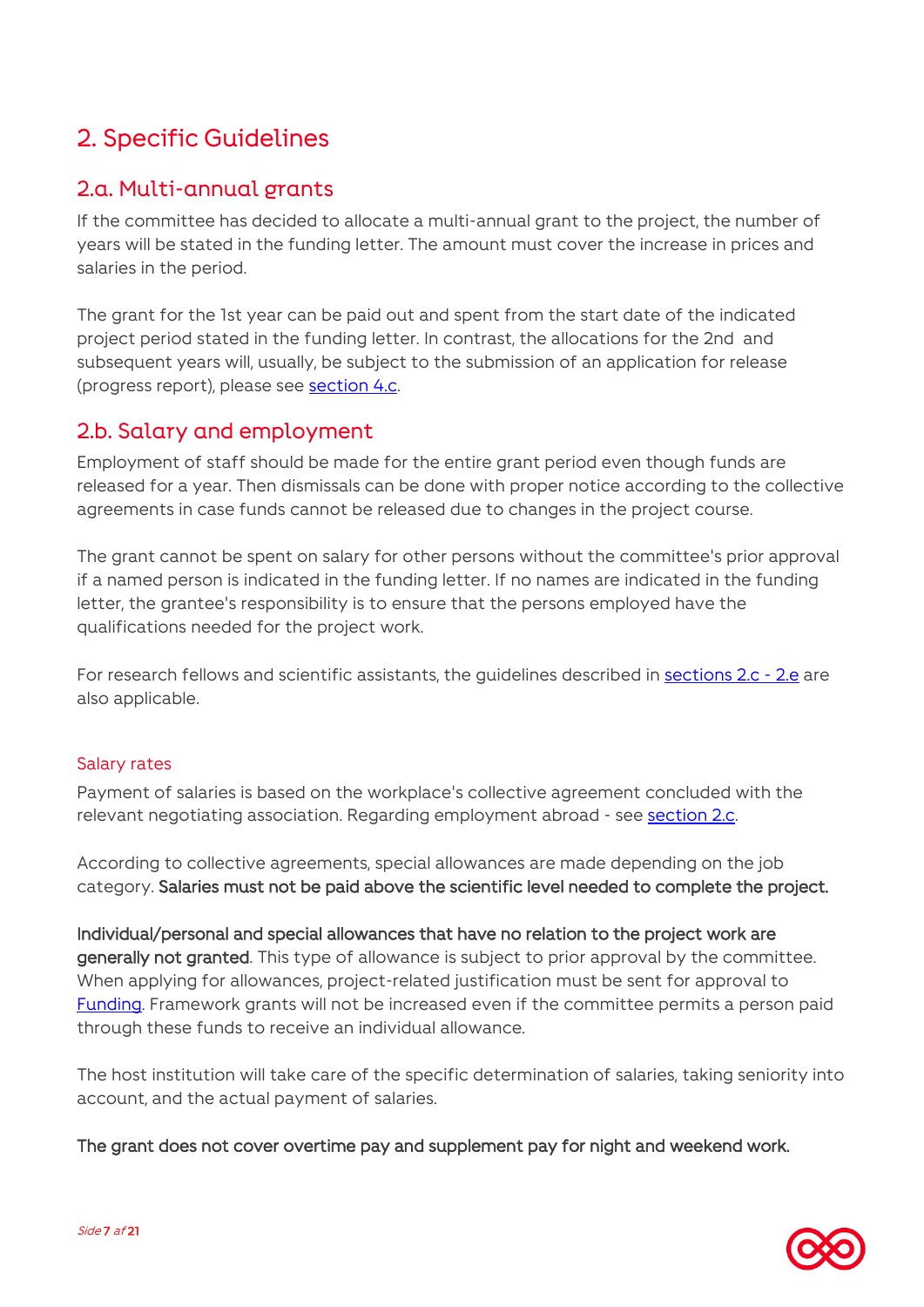# 2. Specific Guidelines

## 2.a. Multi-annual grants

If the committee has decided to allocate a multi-annual grant to the project, the number of years will be stated in the funding letter. The amount must cover the increase in prices and salaries in the period.

The grant for the 1st year can be paid out and spent from the start date of the indicated project period stated in the funding letter. In contrast, the allocations for the 2nd and subsequent years will, usually, be subject to the submission of an application for release (progress report), please see section 4.c.

## 2.b. Salary and employment

Employment of staff should be made for the entire grant period even though funds are released for a year. Then dismissals can be done with proper notice according to the collective agreements in case funds cannot be released due to changes in the project course.

The grant cannot be spent on salary for other persons without the committee's prior approval if a named person is indicated in the funding letter. If no names are indicated in the funding letter, the grantee's responsibility is to ensure that the persons employed have the qualifications needed for the project work.

For research fellows and scientific assistants, the guidelines described in sections 2.c - 2.e are also applicable.

### Salary rates

Payment of salaries is based on the workplace's collective agreement concluded with the relevant negotiating association. Regarding employment abroad - see section 2.c.

According to collective agreements, special allowances are made depending on the job category. **Salaries must not be paid above the scientific level needed to complete the project.**

**Individual/personal and special allowances that have no relation to the project work are generally not granted**. This type of allowance is subject to prior approval by the committee. When applying for allowances, project-related justification must be sent for approval to Funding. Framework grants will not be increased even if the committee permits a person paid through these funds to receive an individual allowance.

The host institution will take care of the specific determination of salaries, taking seniority into account, and the actual payment of salaries.

**The grant does not cover overtime pay and supplement pay for night and weekend work.**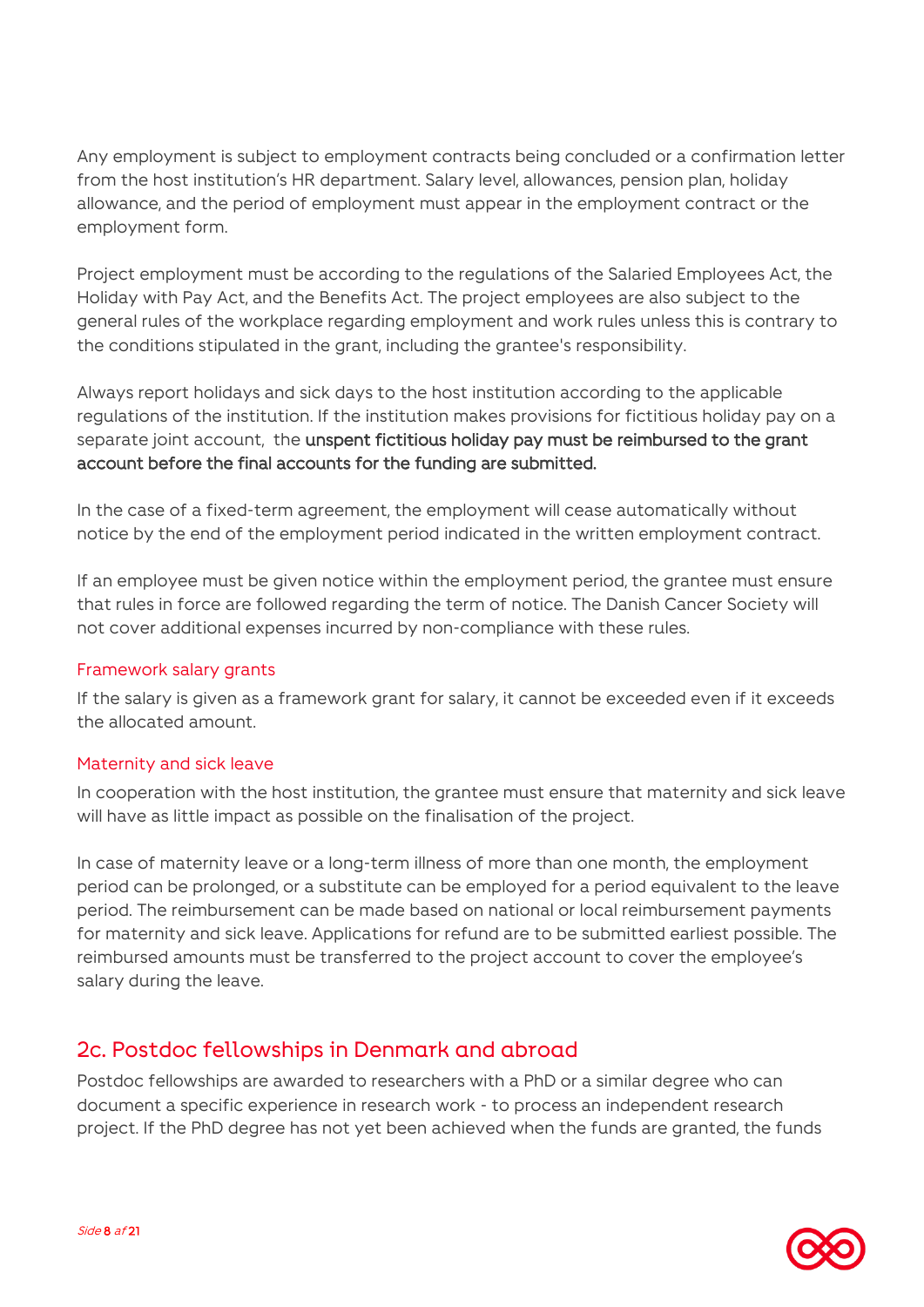Any employment is subject to employment contracts being concluded or a confirmation letter from the host institution's HR department. Salary level, allowances, pension plan, holiday allowance, and the period of employment must appear in the employment contract or the employment form.

Project employment must be according to the regulations of the Salaried Employees Act, the Holiday with Pay Act, and the Benefits Act. The project employees are also subject to the general rules of the workplace regarding employment and work rules unless this is contrary to the conditions stipulated in the grant, including the grantee's responsibility.

Always report holidays and sick days to the host institution according to the applicable regulations of the institution. If the institution makes provisions for fictitious holiday pay on a separate joint account, the **unspent fictitious holiday pay must be reimbursed to the grant account before the final accounts for the funding are submitted.**

In the case of a fixed-term agreement, the employment will cease automatically without notice by the end of the employment period indicated in the written employment contract.

If an employee must be given notice within the employment period, the grantee must ensure that rules in force are followed regarding the term of notice. The Danish Cancer Society will not cover additional expenses incurred by non-compliance with these rules.

### Framework salary grants

If the salary is given as a framework grant for salary, it cannot be exceeded even if it exceeds the allocated amount.

### Maternity and sick leave

In cooperation with the host institution, the grantee must ensure that maternity and sick leave will have as little impact as possible on the finalisation of the project.

In case of maternity leave or a long-term illness of more than one month, the employment period can be prolonged, or a substitute can be employed for a period equivalent to the leave period. The reimbursement can be made based on national or local reimbursement payments for maternity and sick leave. Applications for refund are to be submitted earliest possible. The reimbursed amounts must be transferred to the project account to cover the employee's salary during the leave.

## 2c. Postdoc fellowships in Denmark and abroad

Postdoc fellowships are awarded to researchers with a PhD or a similar degree who can document a specific experience in research work - to process an independent research project. If the PhD degree has not yet been achieved when the funds are granted, the funds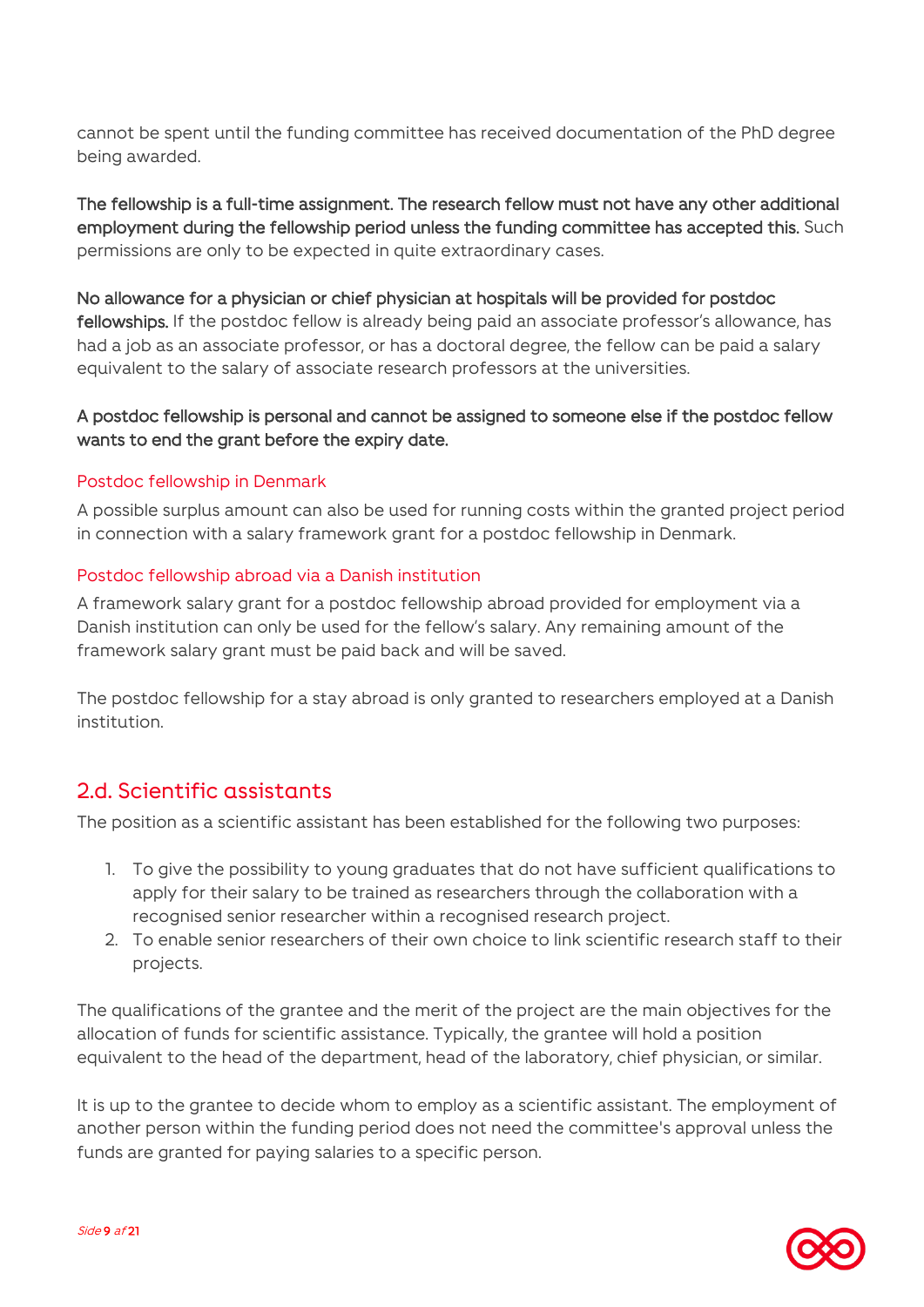cannot be spent until the funding committee has received documentation of the PhD degree being awarded.

**The fellowship is a full-time assignment. The research fellow must not have any other additional employment during the fellowship period unless the funding committee has accepted this.** Such permissions are only to be expected in quite extraordinary cases.

**No allowance for a physician or chief physician at hospitals will be provided for postdoc fellowships.** If the postdoc fellow is already being paid an associate professor's allowance, has had a job as an associate professor, or has a doctoral degree, the fellow can be paid a salary equivalent to the salary of associate research professors at the universities.

**A postdoc fellowship is personal and cannot be assigned to someone else if the postdoc fellow wants to end the grant before the expiry date.**

#### Postdoc fellowship in Denmark

A possible surplus amount can also be used for running costs within the granted project period in connection with a salary framework grant for a postdoc fellowship in Denmark.

#### Postdoc fellowship abroad via a Danish institution

A framework salary grant for a postdoc fellowship abroad provided for employment via a Danish institution can only be used for the fellow's salary. Any remaining amount of the framework salary grant must be paid back and will be saved.

The postdoc fellowship for a stay abroad is only granted to researchers employed at a Danish institution.

## 2.d. Scientific assistants

The position as a scientific assistant has been established for the following two purposes:

1. To give the possibility to young graduates that do not have sufficient qualifications to apply for their salary to be trained as researchers through the collaboration with a recognised senior researcher within a recognised research project.
2. To enable senior researchers of their own choice to link scientific research staff to their projects.

The qualifications of the grantee and the merit of the project are the main objectives for the allocation of funds for scientific assistance. Typically, the grantee will hold a position equivalent to the head of the department, head of the laboratory, chief physician, or similar.

It is up to the grantee to decide whom to employ as a scientific assistant. The employment of another person within the funding period does not need the committee's approval unless the funds are granted for paying salaries to a specific person.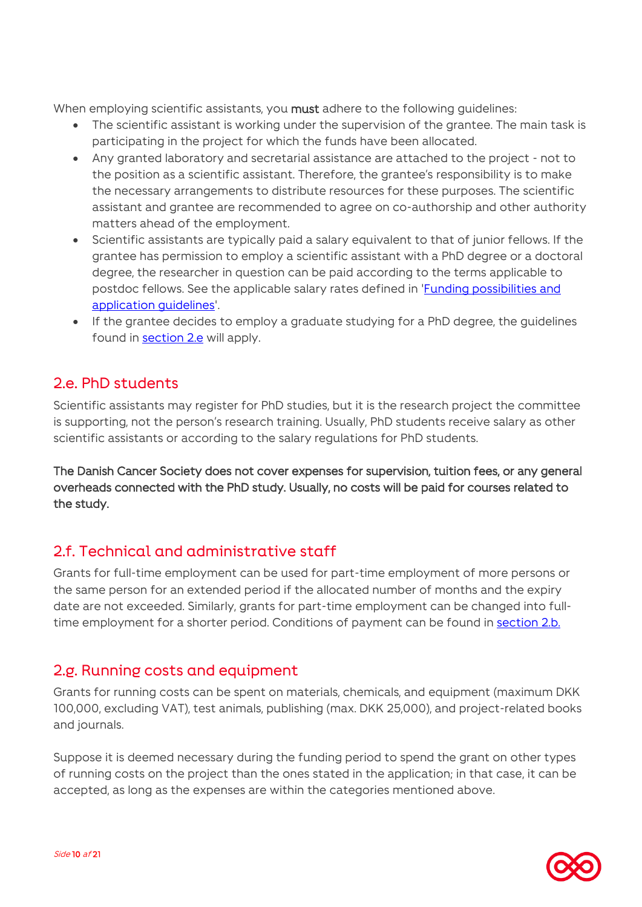When employing scientific assistants, you **must** adhere to the following guidelines:

- The scientific assistant is working under the supervision of the grantee. The main task is participating in the project for which the funds have been allocated.
- Any granted laboratory and secretarial assistance are attached to the project - not to the position as a scientific assistant. Therefore, the grantee's responsibility is to make the necessary arrangements to distribute resources for these purposes. The scientific assistant and grantee are recommended to agree on co-authorship and other authority matters ahead of the employment.
- Scientific assistants are typically paid a salary equivalent to that of junior fellows. If the grantee has permission to employ a scientific assistant with a PhD degree or a doctoral degree, the researcher in question can be paid according to the terms applicable to postdoc fellows. See the applicable salary rates defined in '[Funding possibilities and application guidelines]()'.
- If the grantee decides to employ a graduate studying for a PhD degree, the guidelines found in [section 2.e]() will apply.

## 2.e. PhD students

Scientific assistants may register for PhD studies, but it is the research project the committee is supporting, not the person's research training. Usually, PhD students receive salary as other scientific assistants or according to the salary regulations for PhD students.

**The Danish Cancer Society does not cover expenses for supervision, tuition fees, or any general overheads connected with the PhD study. Usually, no costs will be paid for courses related to the study.**

## 2.f. Technical and administrative staff

Grants for full-time employment can be used for part-time employment of more persons or the same person for an extended period if the allocated number of months and the expiry date are not exceeded. Similarly, grants for part-time employment can be changed into full-time employment for a shorter period. Conditions of payment can be found in [section 2.b.]()

## 2.g. Running costs and equipment

Grants for running costs can be spent on materials, chemicals, and equipment (maximum DKK 100,000, excluding VAT), test animals, publishing (max. DKK 25,000), and project-related books and journals.

Suppose it is deemed necessary during the funding period to spend the grant on other types of running costs on the project than the ones stated in the application; in that case, it can be accepted, as long as the expenses are within the categories mentioned above.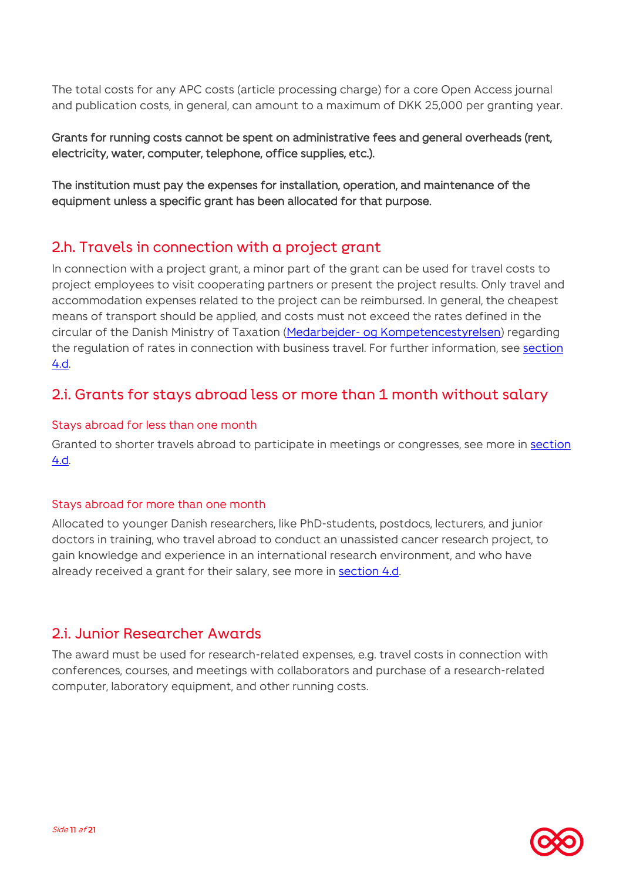The total costs for any APC costs (article processing charge) for a core Open Access journal and publication costs, in general, can amount to a maximum of DKK 25,000 per granting year.

**Grants for running costs cannot be spent on administrative fees and general overheads (rent, electricity, water, computer, telephone, office supplies, etc.).**

**The institution must pay the expenses for installation, operation, and maintenance of the equipment unless a specific grant has been allocated for that purpose.**

## 2.h. Travels in connection with a project grant

In connection with a project grant, a minor part of the grant can be used for travel costs to project employees to visit cooperating partners or present the project results. Only travel and accommodation expenses related to the project can be reimbursed. In general, the cheapest means of transport should be applied, and costs must not exceed the rates defined in the circular of the Danish Ministry of Taxation (Medarbejder- og Kompetencestyrelsen) regarding the regulation of rates in connection with business travel. For further information, see section 4.d.

## 2.i. Grants for stays abroad less or more than 1 month without salary

### Stays abroad for less than one month

Granted to shorter travels abroad to participate in meetings or congresses, see more in section 4.d.

### Stays abroad for more than one month

Allocated to younger Danish researchers, like PhD-students, postdocs, lecturers, and junior doctors in training, who travel abroad to conduct an unassisted cancer research project, to gain knowledge and experience in an international research environment, and who have already received a grant for their salary, see more in section 4.d.

## 2.i. Junior Researcher Awards

The award must be used for research-related expenses, e.g. travel costs in connection with conferences, courses, and meetings with collaborators and purchase of a research-related computer, laboratory equipment, and other running costs.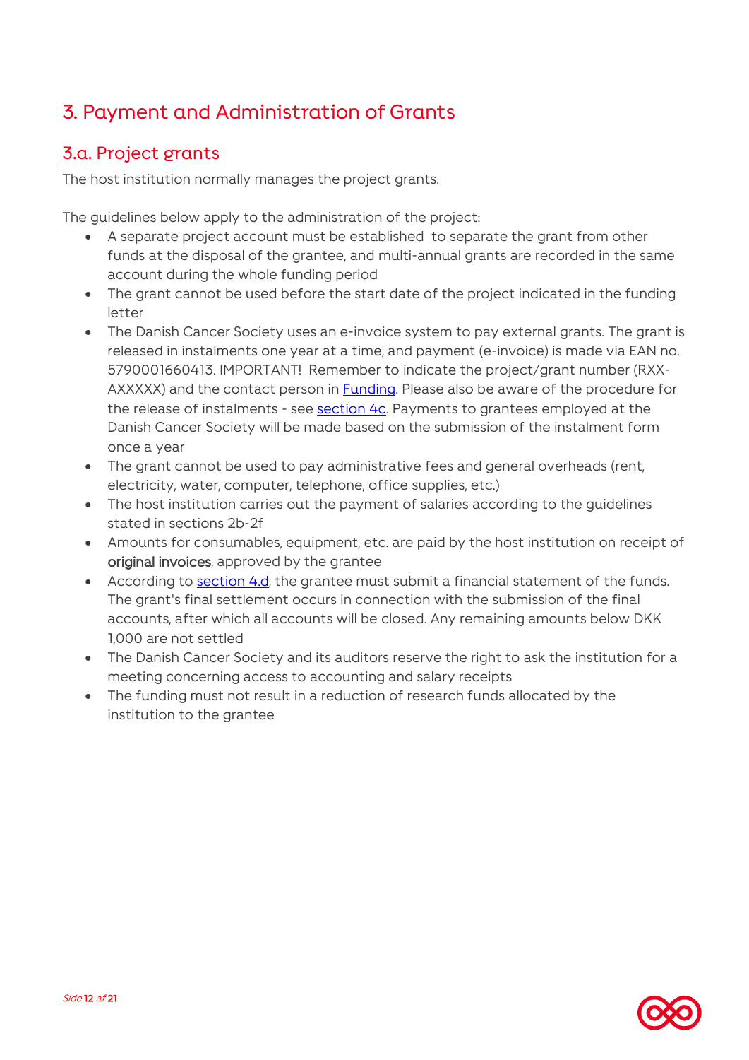# 3. Payment and Administration of Grants

## 3.a. Project grants

The host institution normally manages the project grants.

The guidelines below apply to the administration of the project:

- A separate project account must be established to separate the grant from other funds at the disposal of the grantee, and multi-annual grants are recorded in the same account during the whole funding period
- The grant cannot be used before the start date of the project indicated in the funding letter
- The Danish Cancer Society uses an e-invoice system to pay external grants. The grant is released in instalments one year at a time, and payment (e-invoice) is made via EAN no. 5790001660413. IMPORTANT! Remember to indicate the project/grant number (RXX-AXXXXX) and the contact person in Funding. Please also be aware of the procedure for the release of instalments - see section 4c. Payments to grantees employed at the Danish Cancer Society will be made based on the submission of the instalment form once a year
- The grant cannot be used to pay administrative fees and general overheads (rent, electricity, water, computer, telephone, office supplies, etc.)
- The host institution carries out the payment of salaries according to the guidelines stated in sections 2b-2f
- Amounts for consumables, equipment, etc. are paid by the host institution on receipt of **original invoices**, approved by the grantee
- According to section 4.d, the grantee must submit a financial statement of the funds. The grant's final settlement occurs in connection with the submission of the final accounts, after which all accounts will be closed. Any remaining amounts below DKK 1,000 are not settled
- The Danish Cancer Society and its auditors reserve the right to ask the institution for a meeting concerning access to accounting and salary receipts
- The funding must not result in a reduction of research funds allocated by the institution to the grantee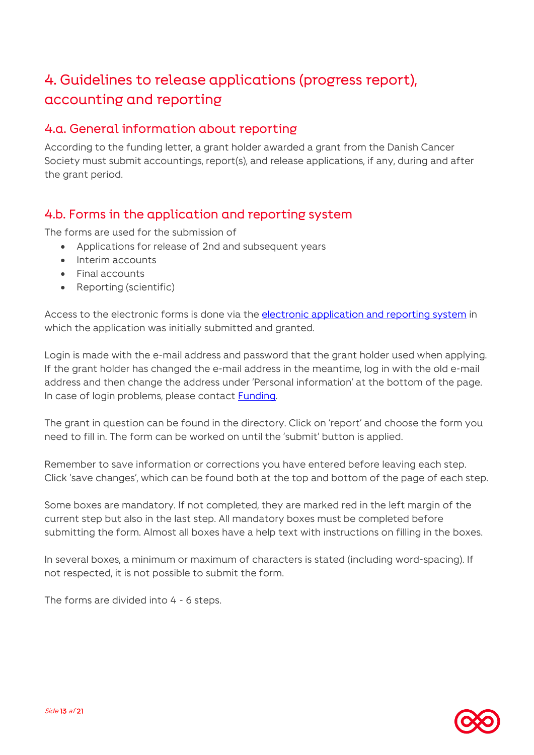# 4. Guidelines to release applications (progress report), accounting and reporting

## 4.a. General information about reporting

According to the funding letter, a grant holder awarded a grant from the Danish Cancer Society must submit accountings, report(s), and release applications, if any, during and after the grant period.

## 4.b. Forms in the application and reporting system

The forms are used for the submission of

- Applications for release of 2nd and subsequent years
- Interim accounts
- Final accounts
- Reporting (scientific)

Access to the electronic forms is done via the electronic application and reporting system in which the application was initially submitted and granted.

Login is made with the e-mail address and password that the grant holder used when applying. If the grant holder has changed the e-mail address in the meantime, log in with the old e-mail address and then change the address under 'Personal information' at the bottom of the page. In case of login problems, please contact Funding.

The grant in question can be found in the directory. Click on 'report' and choose the form you need to fill in. The form can be worked on until the 'submit' button is applied.

Remember to save information or corrections you have entered before leaving each step. Click 'save changes', which can be found both at the top and bottom of the page of each step.

Some boxes are mandatory. If not completed, they are marked red in the left margin of the current step but also in the last step. All mandatory boxes must be completed before submitting the form. Almost all boxes have a help text with instructions on filling in the boxes.

In several boxes, a minimum or maximum of characters is stated (including word-spacing). If not respected, it is not possible to submit the form.

The forms are divided into 4 - 6 steps.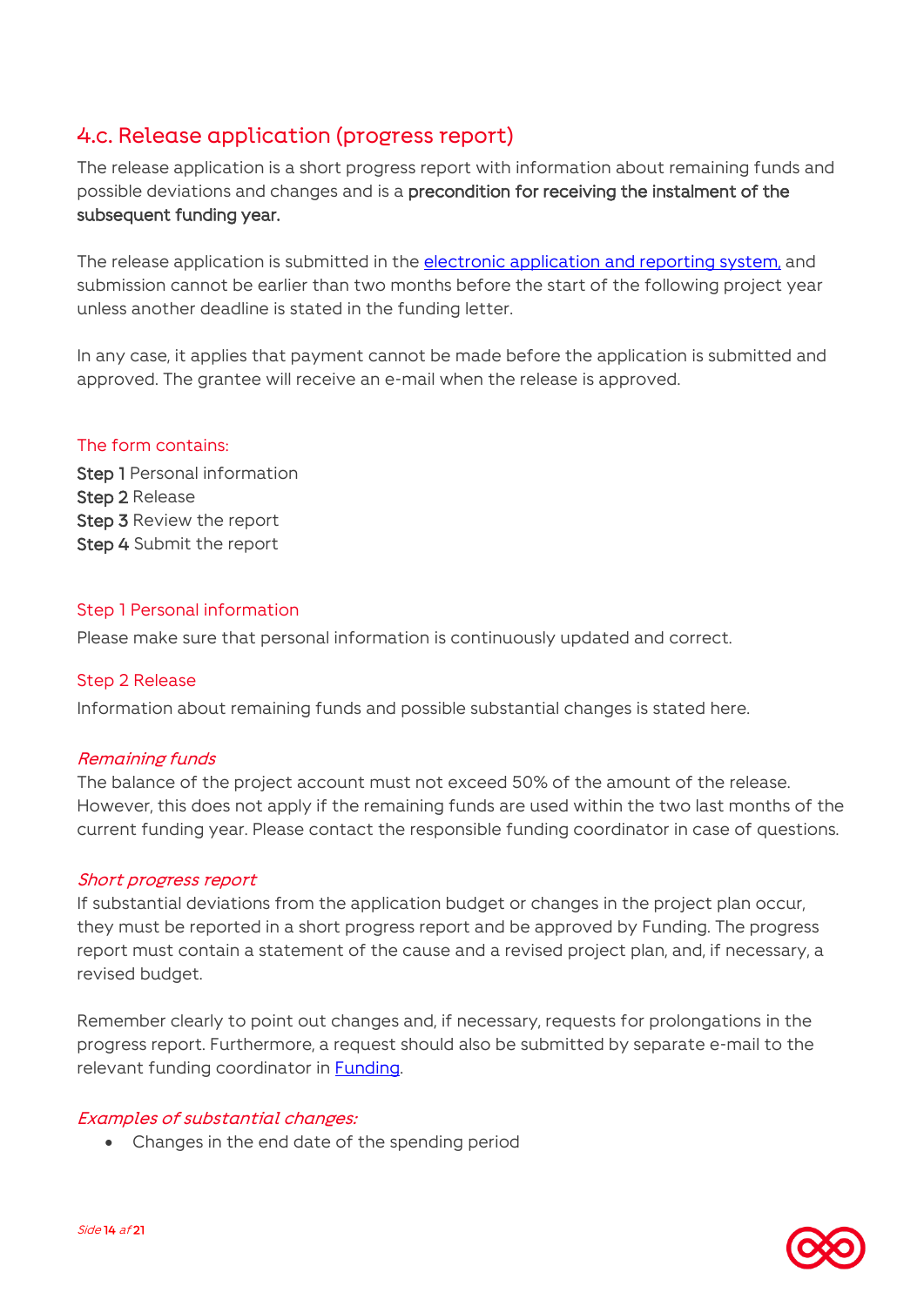## 4.c. Release application (progress report)

The release application is a short progress report with information about remaining funds and possible deviations and changes and is a **precondition for receiving the instalment of the subsequent funding year.**

The release application is submitted in the [electronic application and reporting system](), and submission cannot be earlier than two months before the start of the following project year unless another deadline is stated in the funding letter.

In any case, it applies that payment cannot be made before the application is submitted and approved. The grantee will receive an e-mail when the release is approved.

### The form contains:

**Step 1** Personal information
**Step 2** Release
**Step 3** Review the report
**Step 4** Submit the report

### Step 1 Personal information

Please make sure that personal information is continuously updated and correct.

### Step 2 Release

Information about remaining funds and possible substantial changes is stated here.

*Remaining funds*

The balance of the project account must not exceed 50% of the amount of the release. However, this does not apply if the remaining funds are used within the two last months of the current funding year. Please contact the responsible funding coordinator in case of questions.

*Short progress report*

If substantial deviations from the application budget or changes in the project plan occur, they must be reported in a short progress report and be approved by Funding. The progress report must contain a statement of the cause and a revised project plan, and, if necessary, a revised budget.

Remember clearly to point out changes and, if necessary, requests for prolongations in the progress report. Furthermore, a request should also be submitted by separate e-mail to the relevant funding coordinator in [Funding]().

*Examples of substantial changes:*

- Changes in the end date of the spending period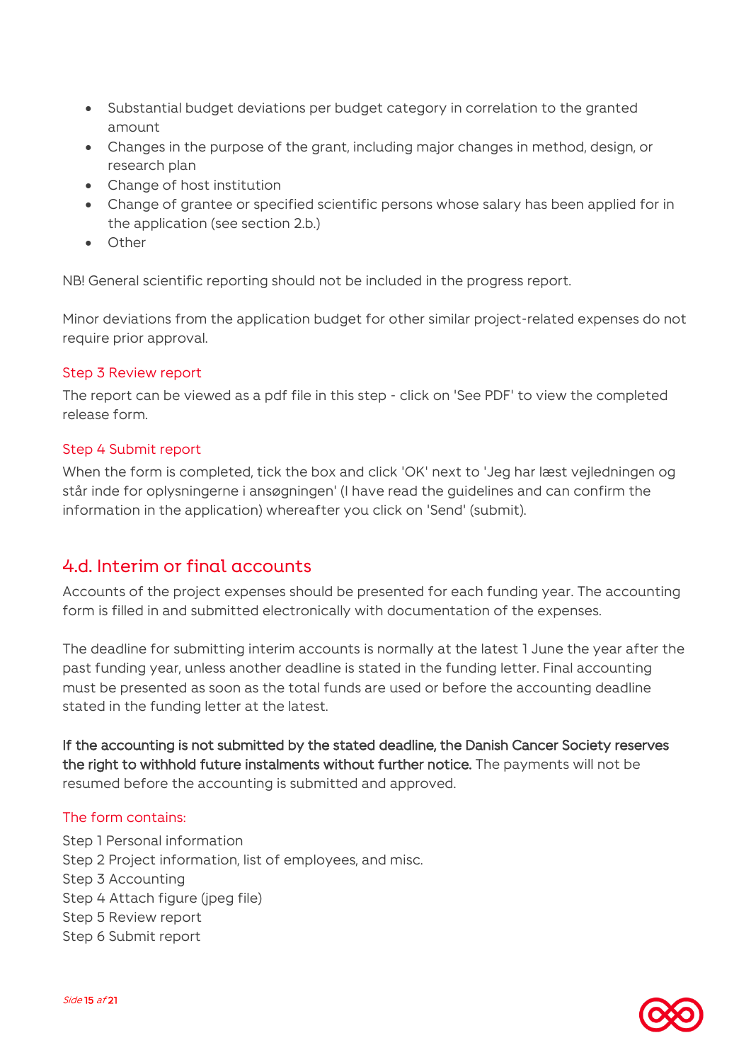- Substantial budget deviations per budget category in correlation to the granted amount
- Changes in the purpose of the grant, including major changes in method, design, or research plan
- Change of host institution
- Change of grantee or specified scientific persons whose salary has been applied for in the application (see section 2.b.)
- Other

NB! General scientific reporting should not be included in the progress report.

Minor deviations from the application budget for other similar project-related expenses do not require prior approval.

#### Step 3 Review report

The report can be viewed as a pdf file in this step - click on 'See PDF' to view the completed release form.

#### Step 4 Submit report

When the form is completed, tick the box and click 'OK' next to 'Jeg har læst vejledningen og står inde for oplysningerne i ansøgningen' (I have read the guidelines and can confirm the information in the application) whereafter you click on 'Send' (submit).

## 4.d. Interim or final accounts

Accounts of the project expenses should be presented for each funding year. The accounting form is filled in and submitted electronically with documentation of the expenses.

The deadline for submitting interim accounts is normally at the latest 1 June the year after the past funding year, unless another deadline is stated in the funding letter. Final accounting must be presented as soon as the total funds are used or before the accounting deadline stated in the funding letter at the latest.

**If the accounting is not submitted by the stated deadline, the Danish Cancer Society reserves the right to withhold future instalments without further notice.** The payments will not be resumed before the accounting is submitted and approved.

#### The form contains:

Step 1 Personal information
Step 2 Project information, list of employees, and misc.
Step 3 Accounting
Step 4 Attach figure (jpeg file)
Step 5 Review report
Step 6 Submit report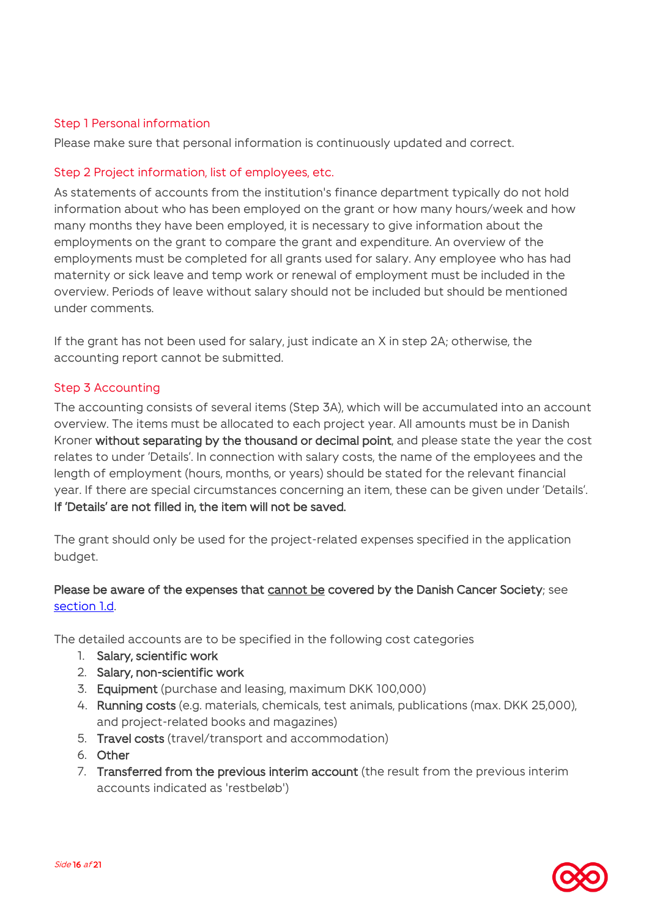### Step 1 Personal information

Please make sure that personal information is continuously updated and correct.

### Step 2 Project information, list of employees, etc.

As statements of accounts from the institution's finance department typically do not hold information about who has been employed on the grant or how many hours/week and how many months they have been employed, it is necessary to give information about the employments on the grant to compare the grant and expenditure. An overview of the employments must be completed for all grants used for salary. Any employee who has had maternity or sick leave and temp work or renewal of employment must be included in the overview. Periods of leave without salary should not be included but should be mentioned under comments.

If the grant has not been used for salary, just indicate an X in step 2A; otherwise, the accounting report cannot be submitted.

### Step 3 Accounting

The accounting consists of several items (Step 3A), which will be accumulated into an account overview. The items must be allocated to each project year. All amounts must be in Danish Kroner **without separating by the thousand or decimal point**, and please state the year the cost relates to under 'Details'. In connection with salary costs, the name of the employees and the length of employment (hours, months, or years) should be stated for the relevant financial year. If there are special circumstances concerning an item, these can be given under 'Details'. **If 'Details' are not filled in, the item will not be saved.**

The grant should only be used for the project-related expenses specified in the application budget.

**Please be aware of the expenses that <u>cannot be</u> covered by the Danish Cancer Society**; see [section 1.d](#).

The detailed accounts are to be specified in the following cost categories

1. **Salary, scientific work**
2. **Salary, non-scientific work**
3. **Equipment** (purchase and leasing, maximum DKK 100,000)
4. **Running costs** (e.g. materials, chemicals, test animals, publications (max. DKK 25,000), and project-related books and magazines)
5. **Travel costs** (travel/transport and accommodation)
6. **Other**
7. **Transferred from the previous interim account** (the result from the previous interim accounts indicated as 'restbeløb')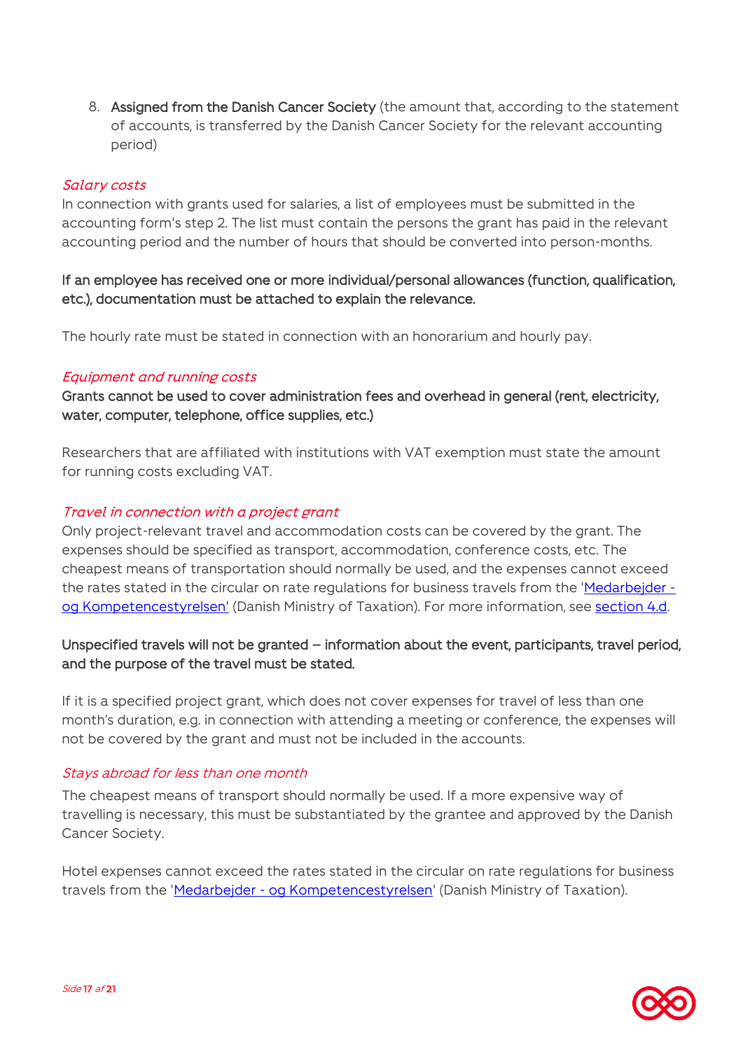8. **Assigned from the Danish Cancer Society** (the amount that, according to the statement of accounts, is transferred by the Danish Cancer Society for the relevant accounting period)

*Salary costs*

In connection with grants used for salaries, a list of employees must be submitted in the accounting form's step 2. The list must contain the persons the grant has paid in the relevant accounting period and the number of hours that should be converted into person-months.

**If an employee has received one or more individual/personal allowances (function, qualification, etc.), documentation must be attached to explain the relevance.**

The hourly rate must be stated in connection with an honorarium and hourly pay.

*Equipment and running costs*

**Grants cannot be used to cover administration fees and overhead in general (rent, electricity, water, computer, telephone, office supplies, etc.)**

Researchers that are affiliated with institutions with VAT exemption must state the amount for running costs excluding VAT.

*Travel in connection with a project grant*

Only project-relevant travel and accommodation costs can be covered by the grant. The expenses should be specified as transport, accommodation, conference costs, etc. The cheapest means of transportation should normally be used, and the expenses cannot exceed the rates stated in the circular on rate regulations for business travels from the 'Medarbejder - og Kompetencestyrelsen' (Danish Ministry of Taxation). For more information, see section 4.d.

**Unspecified travels will not be granted – information about the event, participants, travel period, and the purpose of the travel must be stated.**

If it is a specified project grant, which does not cover expenses for travel of less than one month's duration, e.g. in connection with attending a meeting or conference, the expenses will not be covered by the grant and must not be included in the accounts.

*Stays abroad for less than one month*

The cheapest means of transport should normally be used. If a more expensive way of travelling is necessary, this must be substantiated by the grantee and approved by the Danish Cancer Society.

Hotel expenses cannot exceed the rates stated in the circular on rate regulations for business travels from the 'Medarbejder - og Kompetencestyrelsen' (Danish Ministry of Taxation).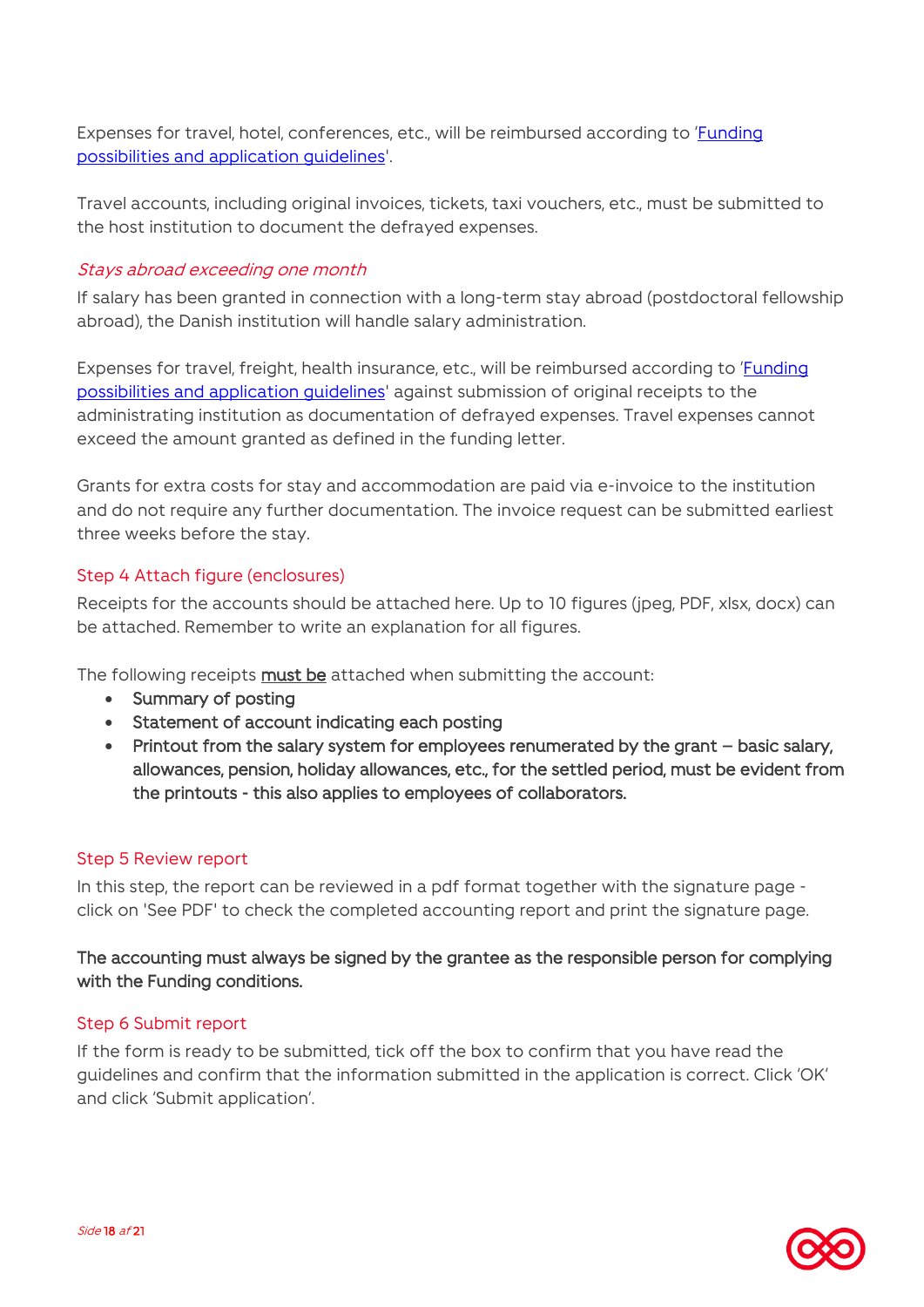Expenses for travel, hotel, conferences, etc., will be reimbursed according to '[Funding possibilities and application guidelines]'.

Travel accounts, including original invoices, tickets, taxi vouchers, etc., must be submitted to the host institution to document the defrayed expenses.

#### *Stays abroad exceeding one month*

If salary has been granted in connection with a long-term stay abroad (postdoctoral fellowship abroad), the Danish institution will handle salary administration.

Expenses for travel, freight, health insurance, etc., will be reimbursed according to '[Funding possibilities and application guidelines]' against submission of original receipts to the administrating institution as documentation of defrayed expenses. Travel expenses cannot exceed the amount granted as defined in the funding letter.

Grants for extra costs for stay and accommodation are paid via e-invoice to the institution and do not require any further documentation. The invoice request can be submitted earliest three weeks before the stay.

### Step 4 Attach figure (enclosures)

Receipts for the accounts should be attached here. Up to 10 figures (jpeg, PDF, xlsx, docx) can be attached. Remember to write an explanation for all figures.

The following receipts **must be** attached when submitting the account:

- Summary of posting
- Statement of account indicating each posting
- Printout from the salary system for employees renumerated by the grant – basic salary, allowances, pension, holiday allowances, etc., for the settled period, must be evident from the printouts - this also applies to employees of collaborators.

### Step 5 Review report

In this step, the report can be reviewed in a pdf format together with the signature page - click on 'See PDF' to check the completed accounting report and print the signature page.

**The accounting must always be signed by the grantee as the responsible person for complying with the Funding conditions.**

### Step 6 Submit report

If the form is ready to be submitted, tick off the box to confirm that you have read the guidelines and confirm that the information submitted in the application is correct. Click 'OK' and click 'Submit application'.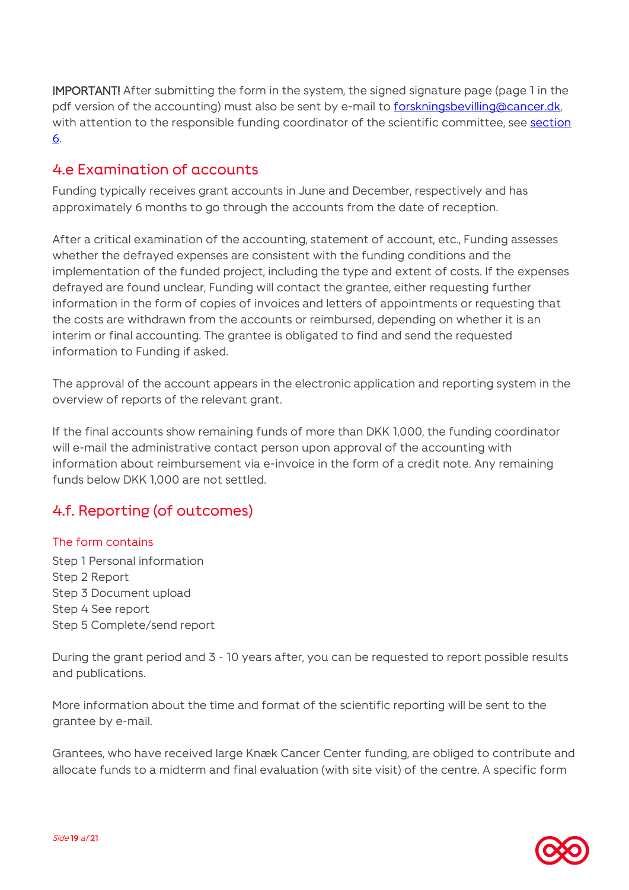**IMPORTANT!** After submitting the form in the system, the signed signature page (page 1 in the pdf version of the accounting) must also be sent by e-mail to [forskningsbevilling@cancer.dk](mailto:forskningsbevilling@cancer.dk), with attention to the responsible funding coordinator of the scientific committee, see [section 6](#).

## 4.e Examination of accounts

Funding typically receives grant accounts in June and December, respectively and has approximately 6 months to go through the accounts from the date of reception.

After a critical examination of the accounting, statement of account, etc., Funding assesses whether the defrayed expenses are consistent with the funding conditions and the implementation of the funded project, including the type and extent of costs. If the expenses defrayed are found unclear, Funding will contact the grantee, either requesting further information in the form of copies of invoices and letters of appointments or requesting that the costs are withdrawn from the accounts or reimbursed, depending on whether it is an interim or final accounting. The grantee is obligated to find and send the requested information to Funding if asked.

The approval of the account appears in the electronic application and reporting system in the overview of reports of the relevant grant.

If the final accounts show remaining funds of more than DKK 1,000, the funding coordinator will e-mail the administrative contact person upon approval of the accounting with information about reimbursement via e-invoice in the form of a credit note. Any remaining funds below DKK 1,000 are not settled.

## 4.f. Reporting (of outcomes)

### The form contains

Step 1 Personal information
Step 2 Report
Step 3 Document upload
Step 4 See report
Step 5 Complete/send report

During the grant period and 3 - 10 years after, you can be requested to report possible results and publications.

More information about the time and format of the scientific reporting will be sent to the grantee by e-mail.

Grantees, who have received large Knæk Cancer Center funding, are obliged to contribute and allocate funds to a midterm and final evaluation (with site visit) of the centre. A specific form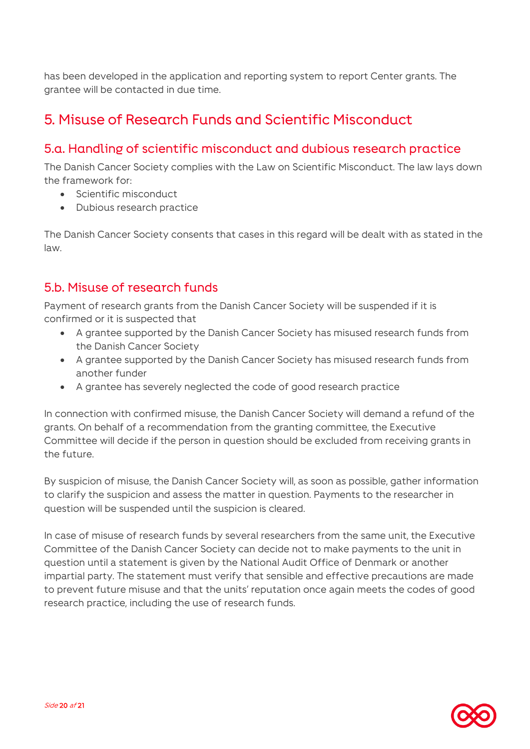has been developed in the application and reporting system to report Center grants. The grantee will be contacted in due time.

# 5. Misuse of Research Funds and Scientific Misconduct

## 5.a. Handling of scientific misconduct and dubious research practice

The Danish Cancer Society complies with the Law on Scientific Misconduct. The law lays down the framework for:

- Scientific misconduct
- Dubious research practice

The Danish Cancer Society consents that cases in this regard will be dealt with as stated in the law.

## 5.b. Misuse of research funds

Payment of research grants from the Danish Cancer Society will be suspended if it is confirmed or it is suspected that

- A grantee supported by the Danish Cancer Society has misused research funds from the Danish Cancer Society
- A grantee supported by the Danish Cancer Society has misused research funds from another funder
- A grantee has severely neglected the code of good research practice

In connection with confirmed misuse, the Danish Cancer Society will demand a refund of the grants. On behalf of a recommendation from the granting committee, the Executive Committee will decide if the person in question should be excluded from receiving grants in the future.

By suspicion of misuse, the Danish Cancer Society will, as soon as possible, gather information to clarify the suspicion and assess the matter in question. Payments to the researcher in question will be suspended until the suspicion is cleared.

In case of misuse of research funds by several researchers from the same unit, the Executive Committee of the Danish Cancer Society can decide not to make payments to the unit in question until a statement is given by the National Audit Office of Denmark or another impartial party. The statement must verify that sensible and effective precautions are made to prevent future misuse and that the units' reputation once again meets the codes of good research practice, including the use of research funds.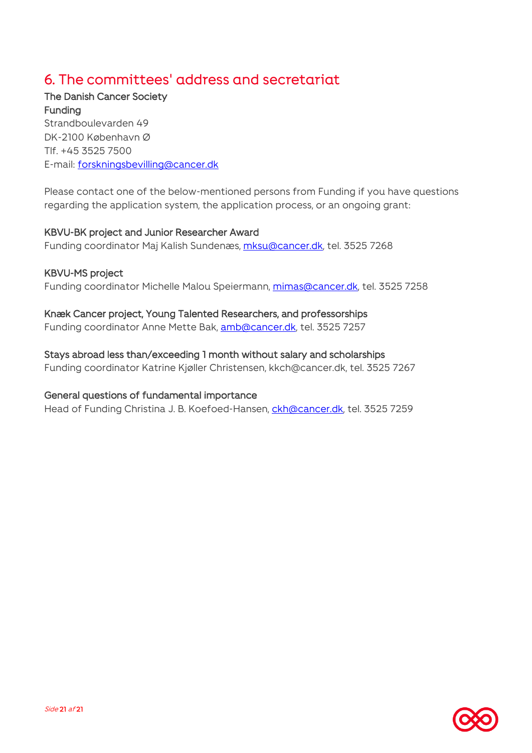## 6. The committees' address and secretariat

**The Danish Cancer Society**
**Funding**
Strandboulevarden 49
DK-2100 København Ø
Tlf. +45 3525 7500
E-mail: forskningsbevilling@cancer.dk

Please contact one of the below-mentioned persons from Funding if you have questions regarding the application system, the application process, or an ongoing grant:

**KBVU-BK project and Junior Researcher Award**
Funding coordinator Maj Kalish Sundenæs, mksu@cancer.dk, tel. 3525 7268

**KBVU-MS project**
Funding coordinator Michelle Malou Speiermann, mimas@cancer.dk, tel. 3525 7258

**Knæk Cancer project, Young Talented Researchers, and professorships**
Funding coordinator Anne Mette Bak, amb@cancer.dk, tel. 3525 7257

**Stays abroad less than/exceeding 1 month without salary and scholarships**
Funding coordinator Katrine Kjøller Christensen, kkch@cancer.dk, tel. 3525 7267

**General questions of fundamental importance**
Head of Funding Christina J. B. Koefoed-Hansen, ckh@cancer.dk, tel. 3525 7259